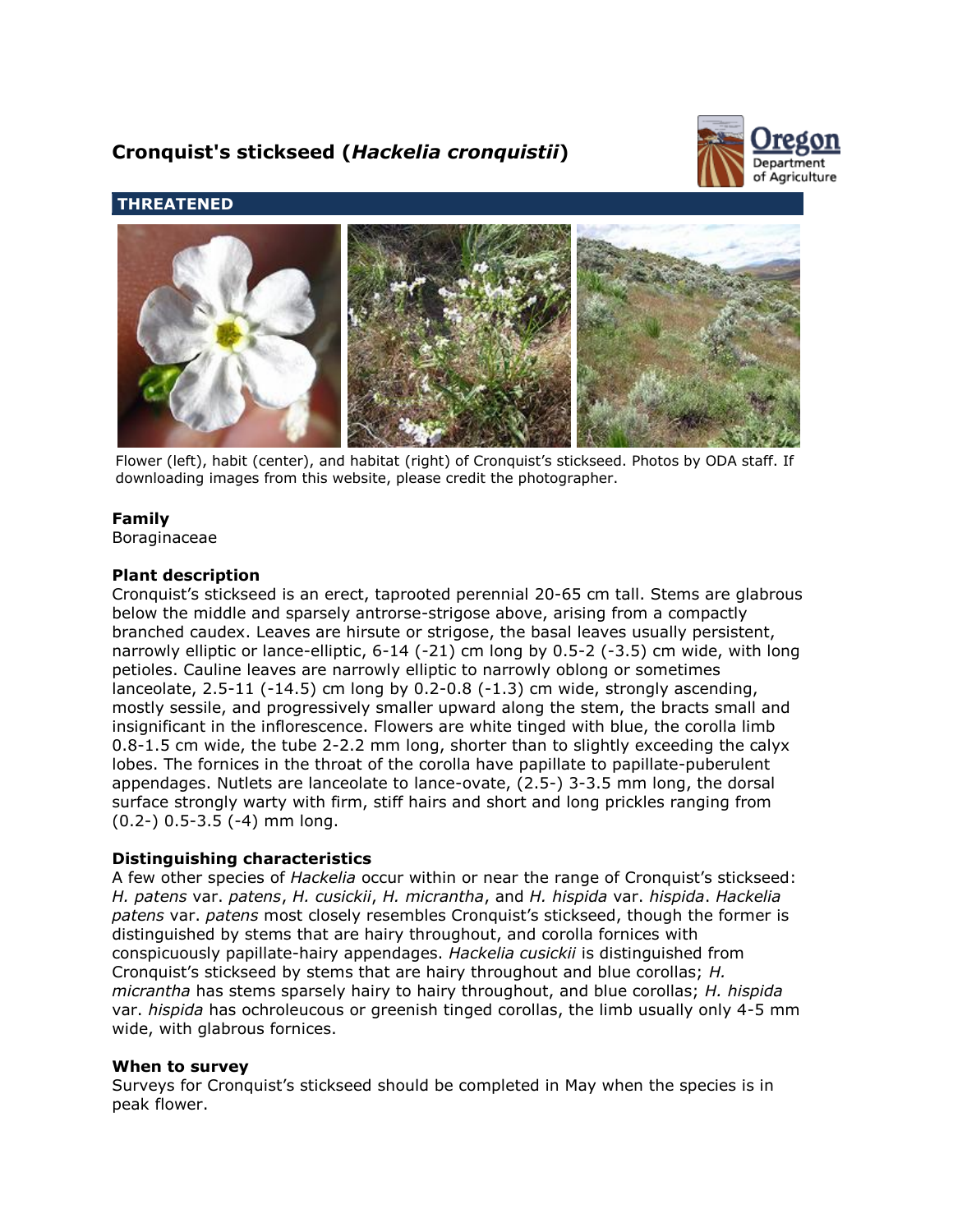# Cronquist's stickseed (*Hackelia cronquistii*)

**THREATENED**

Flower (left), habit (center), and habitat (right) of Cronquist's stickseed. Photos by ODA staff. If downloading images from this website, please credit the photographer.

### Family

Boraginaceae

### Plant description

Cronquist's stickseed is an erect, taprooted perennial 20-65 cm tall. Stems are glabrous below the middle and sparsely antrorse-strigose above, arising from a compactly branched caudex. Leaves are hirsute or strigose, the basal leaves usually persistent, narrowly elliptic or lance-elliptic, 6-14 (-21) cm long by 0.5-2 (-3.5) cm wide, with long petioles. Cauline leaves are narrowly elliptic to narrowly oblong or sometimes lanceolate, 2.5-11 (-14.5) cm long by 0.2-0.8 (-1.3) cm wide, strongly ascending, mostly sessile, and progressively smaller upward along the stem, the bracts small and insignificant in the inflorescence. Flowers are white tinged with blue, the corolla limb 0.8-1.5 cm wide, the tube 2-2.2 mm long, shorter than to slightly exceeding the calyx lobes. The fornices in the throat of the corolla have papillate to papillate-puberulent appendages. Nutlets are lanceolate to lance-ovate, (2.5-) 3-3.5 mm long, the dorsal surface strongly warty with firm, stiff hairs and short and long prickles ranging from (0.2-) 0.5-3.5 (-4) mm long.

### Distinguishing characteristics

A few other species of *Hackelia* occur within or near the range of Cronquist's stickseed: *H. patens* var. *patens*, *H. cusickii*, *H. micrantha*, and *H. hispida* var. *hispida*. *Hackelia patens* var. *patens* most closely resembles Cronquist's stickseed, though the former is distinguished by stems that are hairy throughout, and corolla fornices with conspicuously papillate-hairy appendages. *Hackelia cusickii* is distinguished from Cronquist's stickseed by stems that are hairy throughout and blue corollas; *H. micrantha* has stems sparsely hairy to hairy throughout, and blue corollas; *H. hispida* var. *hispida* has ochroleucous or greenish tinged corollas, the limb usually only 4-5 mm wide, with glabrous fornices.

### When to survey

Surveys for Cronquist's stickseed should be completed in May when the species is in peak flower.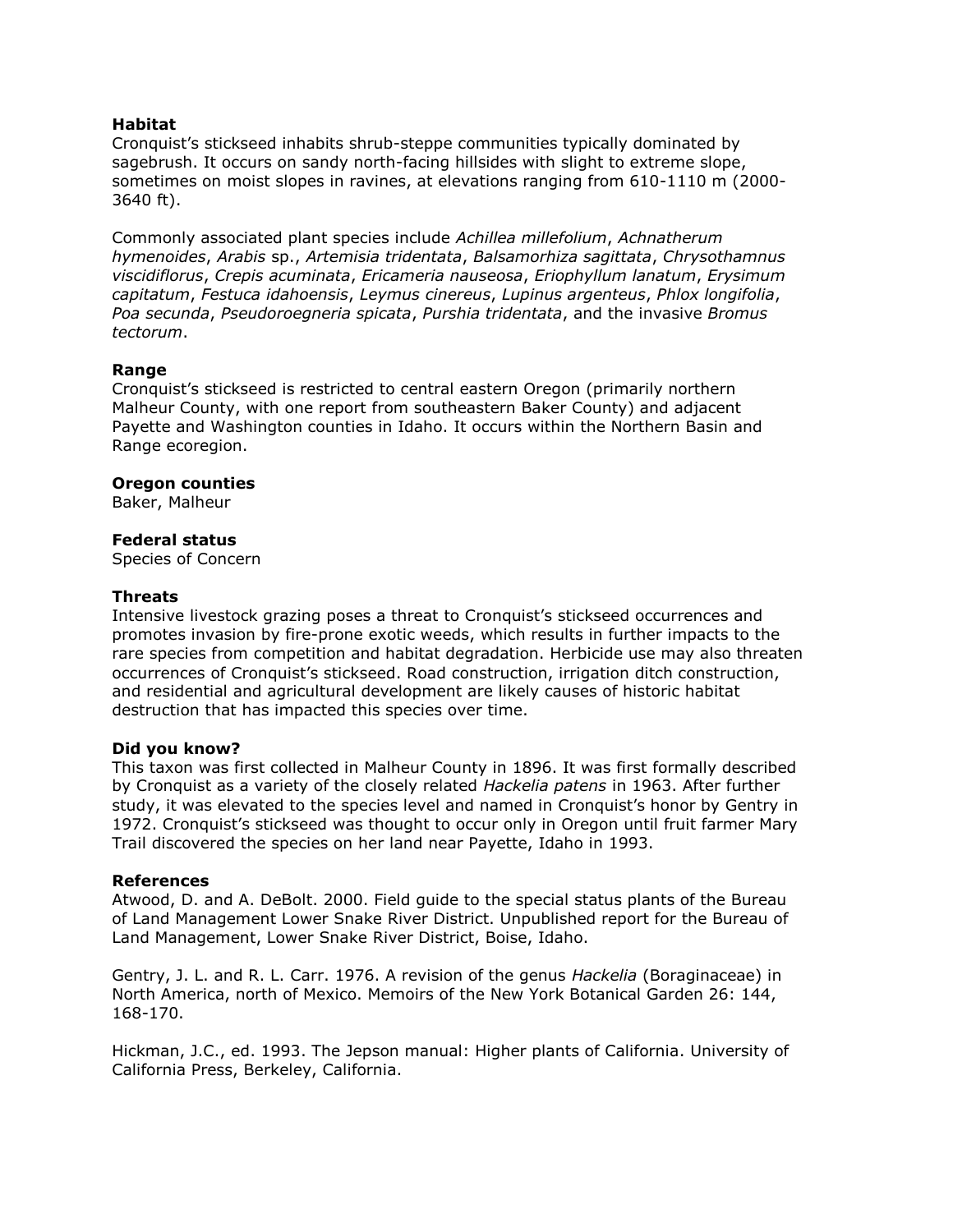**Habitat**

Cronquist's stickseed inhabits shrub-steppe communities typically dominated by sagebrush. It occurs on sandy north-facing hillsides with slight to extreme slope, sometimes on moist slopes in ravines, at elevations ranging from 610-1110 m (2000-3640 ft).

Commonly associated plant species include *Achillea millefolium*, *Achnatherum hymenoides*, *Arabis* sp., *Artemisia tridentata*, *Balsamorhiza sagittata*, *Chrysothamnus viscidiflorus*, *Crepis acuminata*, *Ericameria nauseosa*, *Eriophyllum lanatum*, *Erysimum capitatum*, *Festuca idahoensis*, *Leymus cinereus*, *Lupinus argenteus*, *Phlox longifolia*, *Poa secunda*, *Pseudoroegneria spicata*, *Purshia tridentata*, and the invasive *Bromus tectorum*.

**Range**

Cronquist's stickseed is restricted to central eastern Oregon (primarily northern Malheur County, with one report from southeastern Baker County) and adjacent Payette and Washington counties in Idaho. It occurs within the Northern Basin and Range ecoregion.

**Oregon counties**

Baker, Malheur

**Federal status**

Species of Concern

**Threats**

Intensive livestock grazing poses a threat to Cronquist's stickseed occurrences and promotes invasion by fire-prone exotic weeds, which results in further impacts to the rare species from competition and habitat degradation. Herbicide use may also threaten occurrences of Cronquist's stickseed. Road construction, irrigation ditch construction, and residential and agricultural development are likely causes of historic habitat destruction that has impacted this species over time.

**Did you know?**

This taxon was first collected in Malheur County in 1896. It was first formally described by Cronquist as a variety of the closely related *Hackelia patens* in 1963. After further study, it was elevated to the species level and named in Cronquist's honor by Gentry in 1972. Cronquist's stickseed was thought to occur only in Oregon until fruit farmer Mary Trail discovered the species on her land near Payette, Idaho in 1993.

**References**

Atwood, D. and A. DeBolt. 2000. Field guide to the special status plants of the Bureau of Land Management Lower Snake River District. Unpublished report for the Bureau of Land Management, Lower Snake River District, Boise, Idaho.

Gentry, J. L. and R. L. Carr. 1976. A revision of the genus *Hackelia* (Boraginaceae) in North America, north of Mexico. Memoirs of the New York Botanical Garden 26: 144, 168-170.

Hickman, J.C., ed. 1993. The Jepson manual: Higher plants of California. University of California Press, Berkeley, California.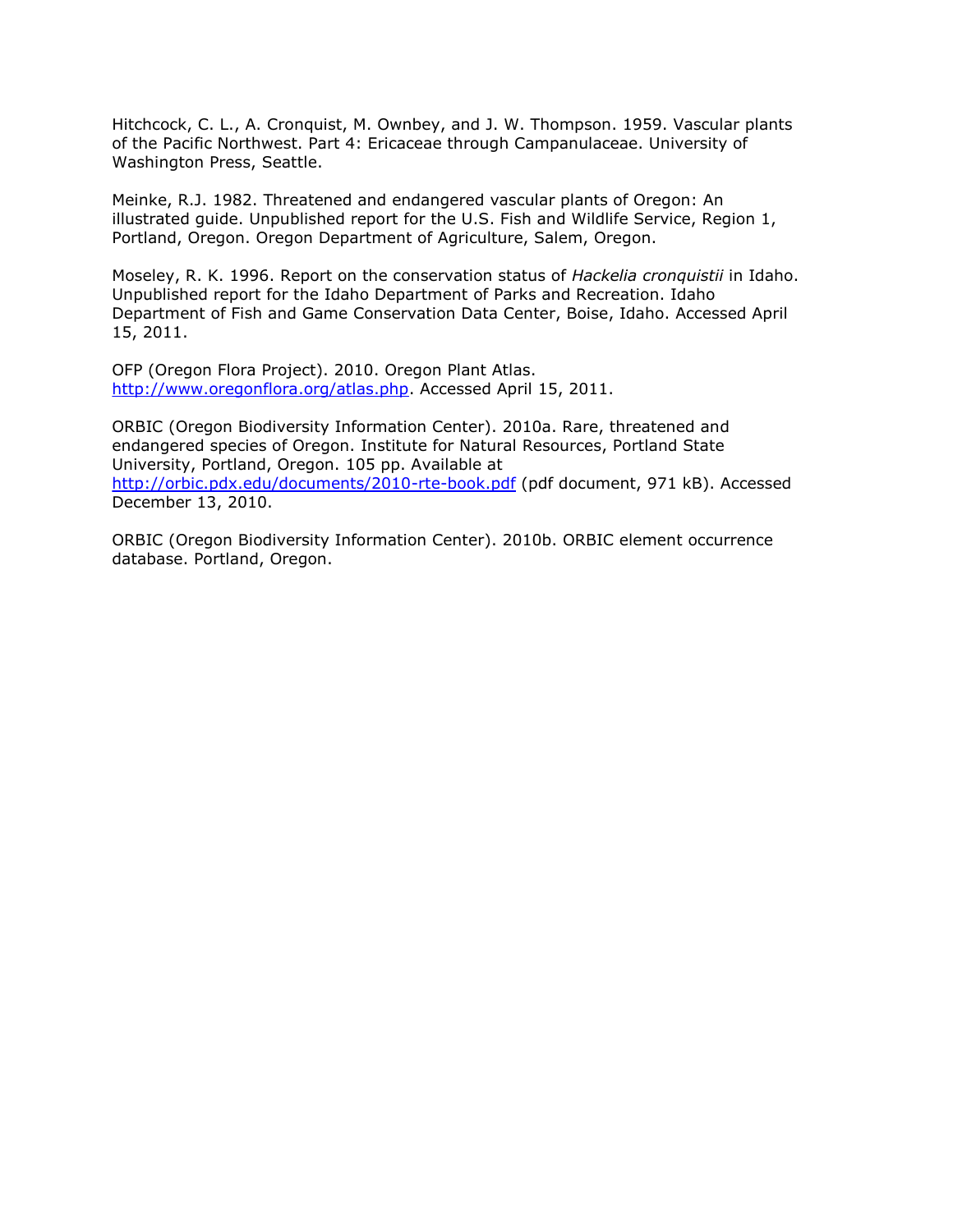Hitchcock, C. L., A. Cronquist, M. Ownbey, and J. W. Thompson. 1959. Vascular plants of the Pacific Northwest. Part 4: Ericaceae through Campanulaceae. University of Washington Press, Seattle.

Meinke, R.J. 1982. Threatened and endangered vascular plants of Oregon: An illustrated guide. Unpublished report for the U.S. Fish and Wildlife Service, Region 1, Portland, Oregon. Oregon Department of Agriculture, Salem, Oregon.

Moseley, R. K. 1996. Report on the conservation status of *Hackelia cronquistii* in Idaho. Unpublished report for the Idaho Department of Parks and Recreation. Idaho Department of Fish and Game Conservation Data Center, Boise, Idaho. Accessed April 15, 2011.

OFP (Oregon Flora Project). 2010. Oregon Plant Atlas. [http://www.oregonflora.org/atlas.php](http://www.oregonflora.org/atlas.php). Accessed April 15, 2011.

ORBIC (Oregon Biodiversity Information Center). 2010a. Rare, threatened and endangered species of Oregon. Institute for Natural Resources, Portland State University, Portland, Oregon. 105 pp. Available at [http://orbic.pdx.edu/documents/2010-rte-book.pdf](http://orbic.pdx.edu/documents/2010-rte-book.pdf) (pdf document, 971 kB). Accessed December 13, 2010.

ORBIC (Oregon Biodiversity Information Center). 2010b. ORBIC element occurrence database. Portland, Oregon.